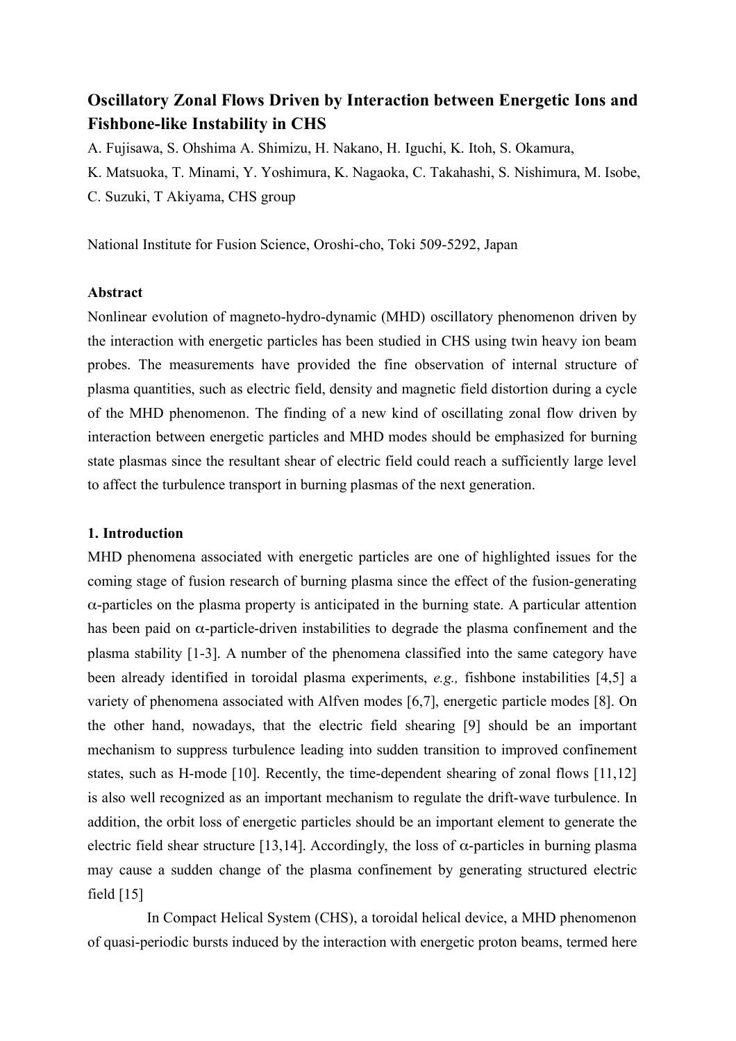# Oscillatory Zonal Flows Driven by Interaction between Energetic Ions and Fishbone-like Instability in CHS

A. Fujisawa, S. Ohshima A. Shimizu, H. Nakano, H. Iguchi, K. Itoh, S. Okamura, K. Matsuoka, T. Minami, Y. Yoshimura, K. Nagaoka, C. Takahashi, S. Nishimura, M. Isobe, C. Suzuki, T Akiyama, CHS group

National Institute for Fusion Science, Oroshi-cho, Toki 509-5292, Japan

**Abstract**

Nonlinear evolution of magneto-hydro-dynamic (MHD) oscillatory phenomenon driven by the interaction with energetic particles has been studied in CHS using twin heavy ion beam probes. The measurements have provided the fine observation of internal structure of plasma quantities, such as electric field, density and magnetic field distortion during a cycle of the MHD phenomenon. The finding of a new kind of oscillating zonal flow driven by interaction between energetic particles and MHD modes should be emphasized for burning state plasmas since the resultant shear of electric field could reach a sufficiently large level to affect the turbulence transport in burning plasmas of the next generation.

## 1. Introduction

MHD phenomena associated with energetic particles are one of highlighted issues for the coming stage of fusion research of burning plasma since the effect of the fusion-generating $\alpha$-particles on the plasma property is anticipated in the burning state. A particular attention has been paid on $\alpha$-particle-driven instabilities to degrade the plasma confinement and the plasma stability [1-3]. A number of the phenomena classified into the same category have been already identified in toroidal plasma experiments, *e.g.,* fishbone instabilities [4,5] a variety of phenomena associated with Alfven modes [6,7], energetic particle modes [8]. On the other hand, nowadays, that the electric field shearing [9] should be an important mechanism to suppress turbulence leading into sudden transition to improved confinement states, such as H-mode [10]. Recently, the time-dependent shearing of zonal flows [11,12] is also well recognized as an important mechanism to regulate the drift-wave turbulence. In addition, the orbit loss of energetic particles should be an important element to generate the electric field shear structure [13,14]. Accordingly, the loss of $\alpha$-particles in burning plasma may cause a sudden change of the plasma confinement by generating structured electric field [15]

In Compact Helical System (CHS), a toroidal helical device, a MHD phenomenon of quasi-periodic bursts induced by the interaction with energetic proton beams, termed here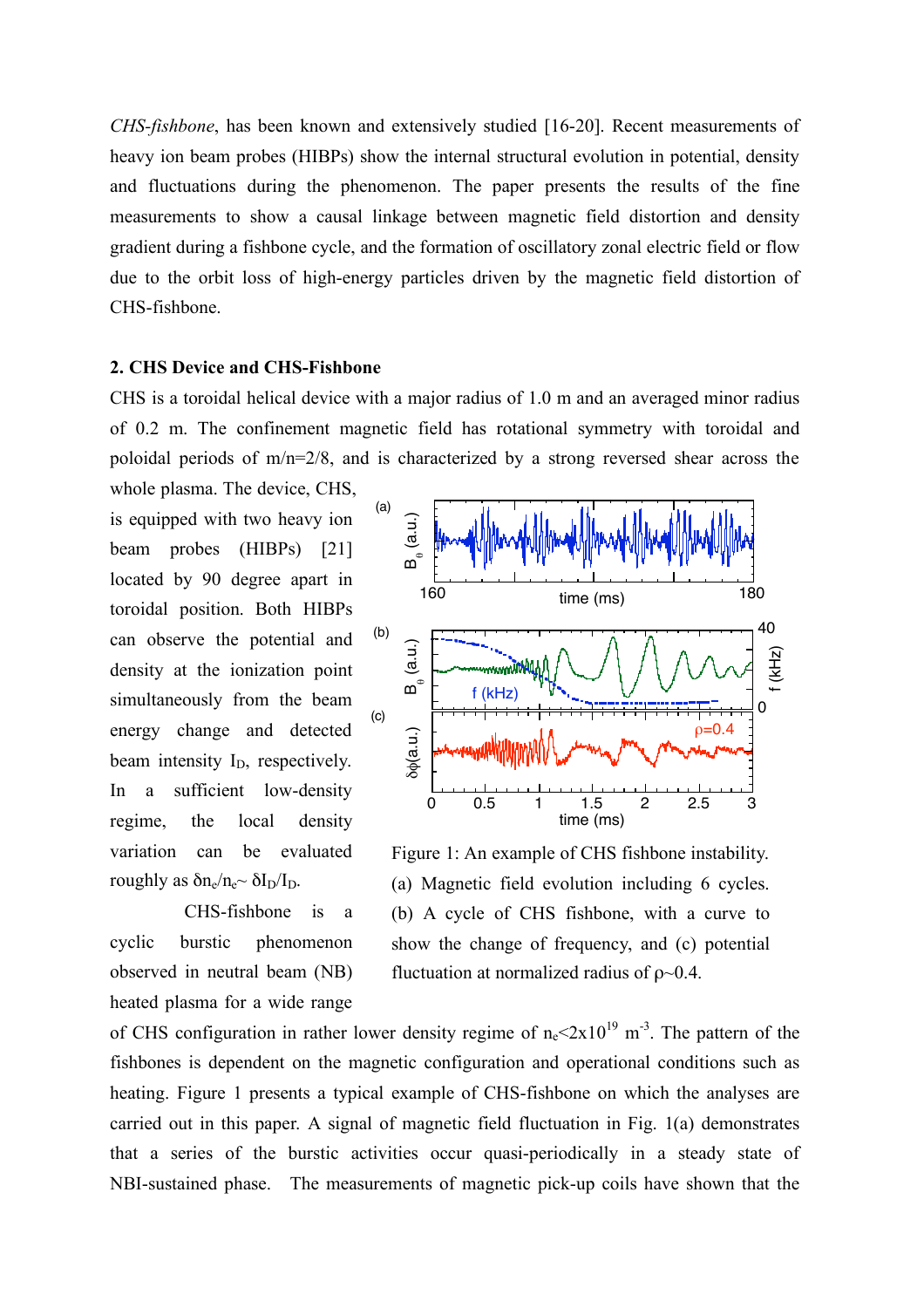*CHS-fishbone*, has been known and extensively studied [16-20]. Recent measurements of heavy ion beam probes (HIBPs) show the internal structural evolution in potential, density and fluctuations during the phenomenon. The paper presents the results of the fine measurements to show a causal linkage between magnetic field distortion and density gradient during a fishbone cycle, and the formation of oscillatory zonal electric field or flow due to the orbit loss of high-energy particles driven by the magnetic field distortion of CHS-fishbone.

## 2. CHS Device and CHS-Fishbone

CHS is a toroidal helical device with a major radius of 1.0 m and an averaged minor radius of 0.2 m. The confinement magnetic field has rotational symmetry with toroidal and poloidal periods of m/n=2/8, and is characterized by a strong reversed shear across the whole plasma. The device, CHS, is equipped with two heavy ion beam probes (HIBPs) [21] located by 90 degree apart in toroidal position. Both HIBPs can observe the potential and density at the ionization point simultaneously from the beam energy change and detected beam intensity $I_D$, respectively. In a sufficient low-density regime, the local density variation can be evaluated roughly as $\delta n_e/n_e \sim \delta I_D/I_D$.

CHS-fishbone is a cyclic burstic phenomenon observed in neutral beam (NB) heated plasma for a wide range of CHS configuration in rather lower density regime of $n_e < 2\times10^{19}$ m$^{-3}$. The pattern of the fishbones is dependent on the magnetic configuration and operational conditions such as heating. Figure 1 presents a typical example of CHS-fishbone on which the analyses are carried out in this paper. A signal of magnetic field fluctuation in Fig. 1(a) demonstrates that a series of the burstic activities occur quasi-periodically in a steady state of NBI-sustained phase. The measurements of magnetic pick-up coils have shown that the

Figure 1: An example of CHS fishbone instability. (a) Magnetic field evolution including 6 cycles. (b) A cycle of CHS fishbone, with a curve to show the change of frequency, and (c) potential fluctuation at normalized radius of $\rho \sim 0.4$.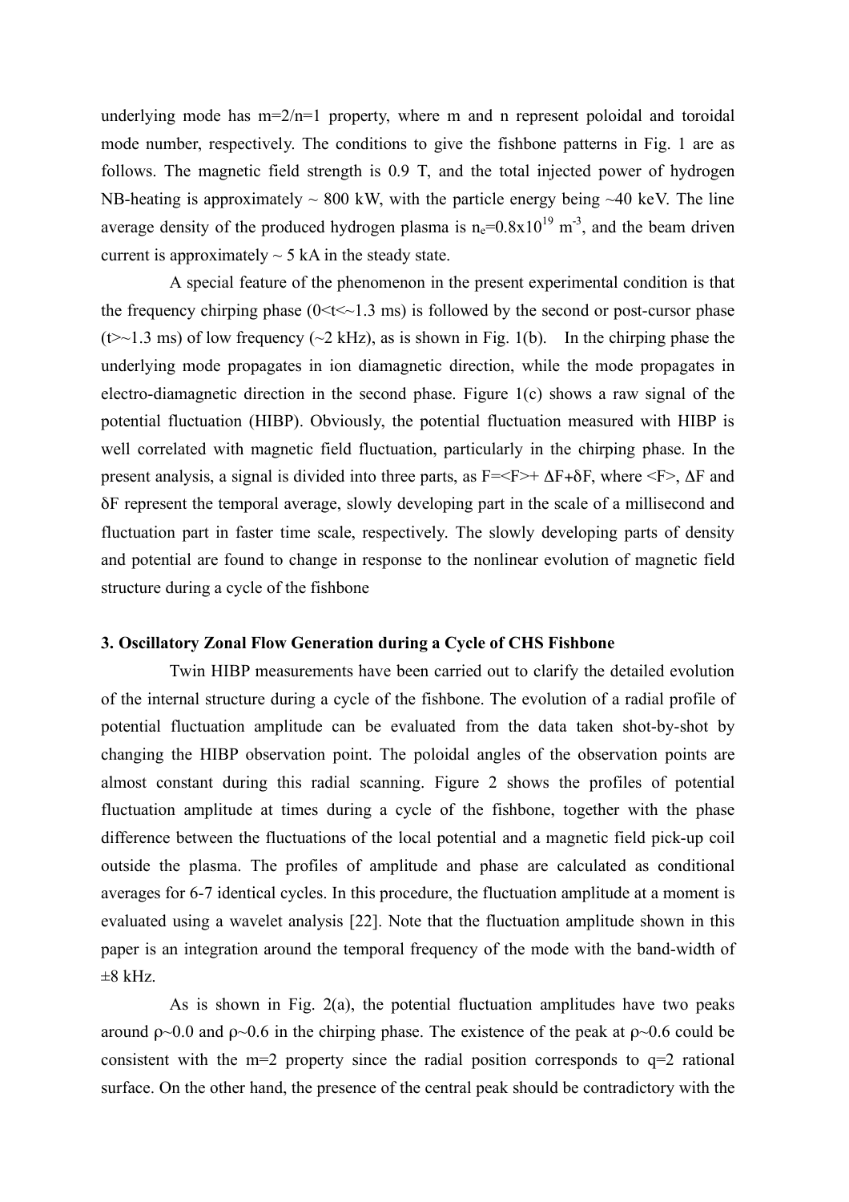underlying mode has m=2/n=1 property, where m and n represent poloidal and toroidal mode number, respectively. The conditions to give the fishbone patterns in Fig. 1 are as follows. The magnetic field strength is 0.9 T, and the total injected power of hydrogen NB-heating is approximately ~ 800 kW, with the particle energy being ~40 keV. The line average density of the produced hydrogen plasma is $n_e=0.8\times10^{19}$ $m^{-3}$, and the beam driven current is approximately ~ 5 kA in the steady state.

A special feature of the phenomenon in the present experimental condition is that the frequency chirping phase (0<t<~1.3 ms) is followed by the second or post-cursor phase (t>~1.3 ms) of low frequency (~2 kHz), as is shown in Fig. 1(b). In the chirping phase the underlying mode propagates in ion diamagnetic direction, while the mode propagates in electro-diamagnetic direction in the second phase. Figure 1(c) shows a raw signal of the potential fluctuation (HIBP). Obviously, the potential fluctuation measured with HIBP is well correlated with magnetic field fluctuation, particularly in the chirping phase. In the present analysis, a signal is divided into three parts, as $F=\langle F\rangle+\Delta F+\delta F$, where $\langle F\rangle$, $\Delta F$ and $\delta F$ represent the temporal average, slowly developing part in the scale of a millisecond and fluctuation part in faster time scale, respectively. The slowly developing parts of density and potential are found to change in response to the nonlinear evolution of magnetic field structure during a cycle of the fishbone

### 3. Oscillatory Zonal Flow Generation during a Cycle of CHS Fishbone

Twin HIBP measurements have been carried out to clarify the detailed evolution of the internal structure during a cycle of the fishbone. The evolution of a radial profile of potential fluctuation amplitude can be evaluated from the data taken shot-by-shot by changing the HIBP observation point. The poloidal angles of the observation points are almost constant during this radial scanning. Figure 2 shows the profiles of potential fluctuation amplitude at times during a cycle of the fishbone, together with the phase difference between the fluctuations of the local potential and a magnetic field pick-up coil outside the plasma. The profiles of amplitude and phase are calculated as conditional averages for 6-7 identical cycles. In this procedure, the fluctuation amplitude at a moment is evaluated using a wavelet analysis [22]. Note that the fluctuation amplitude shown in this paper is an integration around the temporal frequency of the mode with the band-width of ±8 kHz.

As is shown in Fig. 2(a), the potential fluctuation amplitudes have two peaks around $\rho$~0.0 and $\rho$~0.6 in the chirping phase. The existence of the peak at $\rho$~0.6 could be consistent with the m=2 property since the radial position corresponds to q=2 rational surface. On the other hand, the presence of the central peak should be contradictory with the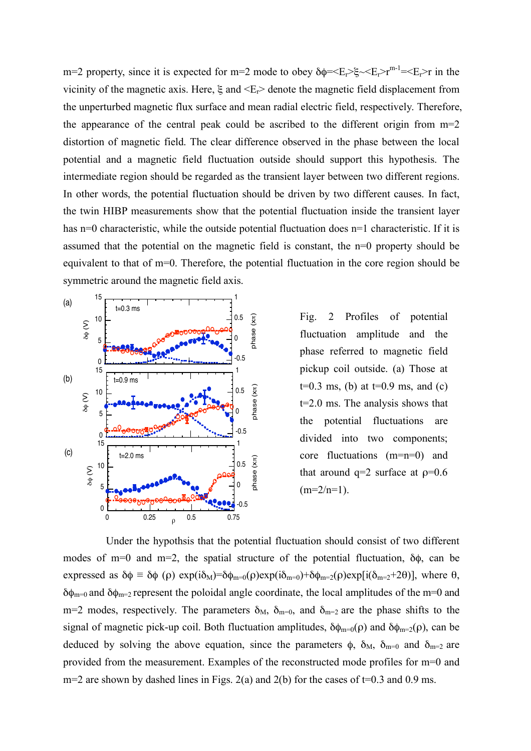m=2 property, since it is expected for m=2 mode to obey $\delta\phi = \langle E_r \rangle \xi \sim \langle E_r \rangle r^{m-1} = \langle E_r \rangle r$ in the vicinity of the magnetic axis. Here, $\xi$ and $\langle E_r \rangle$ denote the magnetic field displacement from the unperturbed magnetic flux surface and mean radial electric field, respectively. Therefore, the appearance of the central peak could be ascribed to the different origin from m=2 distortion of magnetic field. The clear difference observed in the phase between the local potential and a magnetic field fluctuation outside should support this hypothesis. The intermediate region should be regarded as the transient layer between two different regions. In other words, the potential fluctuation should be driven by two different causes. In fact, the twin HIBP measurements show that the potential fluctuation inside the transient layer has n=0 characteristic, while the outside potential fluctuation does n=1 characteristic. If it is assumed that the potential on the magnetic field is constant, the n=0 property should be equivalent to that of m=0. Therefore, the potential fluctuation in the core region should be symmetric around the magnetic field axis.

Fig. 2 Profiles of potential fluctuation amplitude and the phase referred to magnetic field pickup coil outside. (a) Those at t=0.3 ms, (b) at t=0.9 ms, and (c) t=2.0 ms. The analysis shows that the potential fluctuations are divided into two components; core fluctuations (m=n=0) and that around q=2 surface at $\rho$=0.6 (m=2/n=1).

Under the hypothsis that the potential fluctuation should consist of two different modes of m=0 and m=2, the spatial structure of the potential fluctuation, $\delta\phi$, can be expressed as $\delta\phi \equiv \delta\phi(\rho)\exp(i\delta_M) = \delta\phi_{m=0}(\rho)\exp(i\delta_{m=0}) + \delta\phi_{m=2}(\rho)\exp[i(\delta_{m=2}+2\theta)]$, where $\theta$, $\delta\phi_{m=0}$ and $\delta\phi_{m=2}$ represent the poloidal angle coordinate, the local amplitudes of the m=0 and m=2 modes, respectively. The parameters $\delta_M$, $\delta_{m=0}$, and $\delta_{m=2}$ are the phase shifts to the signal of magnetic pick-up coil. Both fluctuation amplitudes, $\delta\phi_{m=0}(\rho)$ and $\delta\phi_{m=2}(\rho)$, can be deduced by solving the above equation, since the parameters $\phi$, $\delta_M$, $\delta_{m=0}$ and $\delta_{m=2}$ are provided from the measurement. Examples of the reconstructed mode profiles for m=0 and m=2 are shown by dashed lines in Figs. 2(a) and 2(b) for the cases of t=0.3 and 0.9 ms.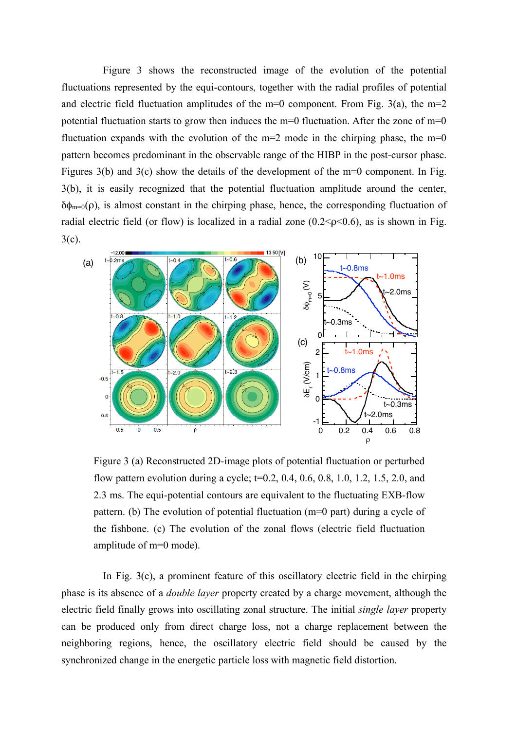Figure 3 shows the reconstructed image of the evolution of the potential fluctuations represented by the equi-contours, together with the radial profiles of potential and electric field fluctuation amplitudes of the m=0 component. From Fig. 3(a), the m=2 potential fluctuation starts to grow then induces the m=0 fluctuation. After the zone of m=0 fluctuation expands with the evolution of the m=2 mode in the chirping phase, the m=0 pattern becomes predominant in the observable range of the HIBP in the post-cursor phase. Figures 3(b) and 3(c) show the details of the development of the m=0 component. In Fig. 3(b), it is easily recognized that the potential fluctuation amplitude around the center, $\delta\phi_{m=0}(\rho)$, is almost constant in the chirping phase, hence, the corresponding fluctuation of radial electric field (or flow) is localized in a radial zone ($0.2<\rho<0.6$), as is shown in Fig. 3(c).

Figure 3 (a) Reconstructed 2D-image plots of potential fluctuation or perturbed flow pattern evolution during a cycle; t=0.2, 0.4, 0.6, 0.8, 1.0, 1.2, 1.5, 2.0, and 2.3 ms. The equi-potential contours are equivalent to the fluctuating EXB-flow pattern. (b) The evolution of potential fluctuation (m=0 part) during a cycle of the fishbone. (c) The evolution of the zonal flows (electric field fluctuation amplitude of m=0 mode).

In Fig. 3(c), a prominent feature of this oscillatory electric field in the chirping phase is its absence of a *double layer* property created by a charge movement, although the electric field finally grows into oscillating zonal structure. The initial *single layer* property can be produced only from direct charge loss, not a charge replacement between the neighboring regions, hence, the oscillatory electric field should be caused by the synchronized change in the energetic particle loss with magnetic field distortion.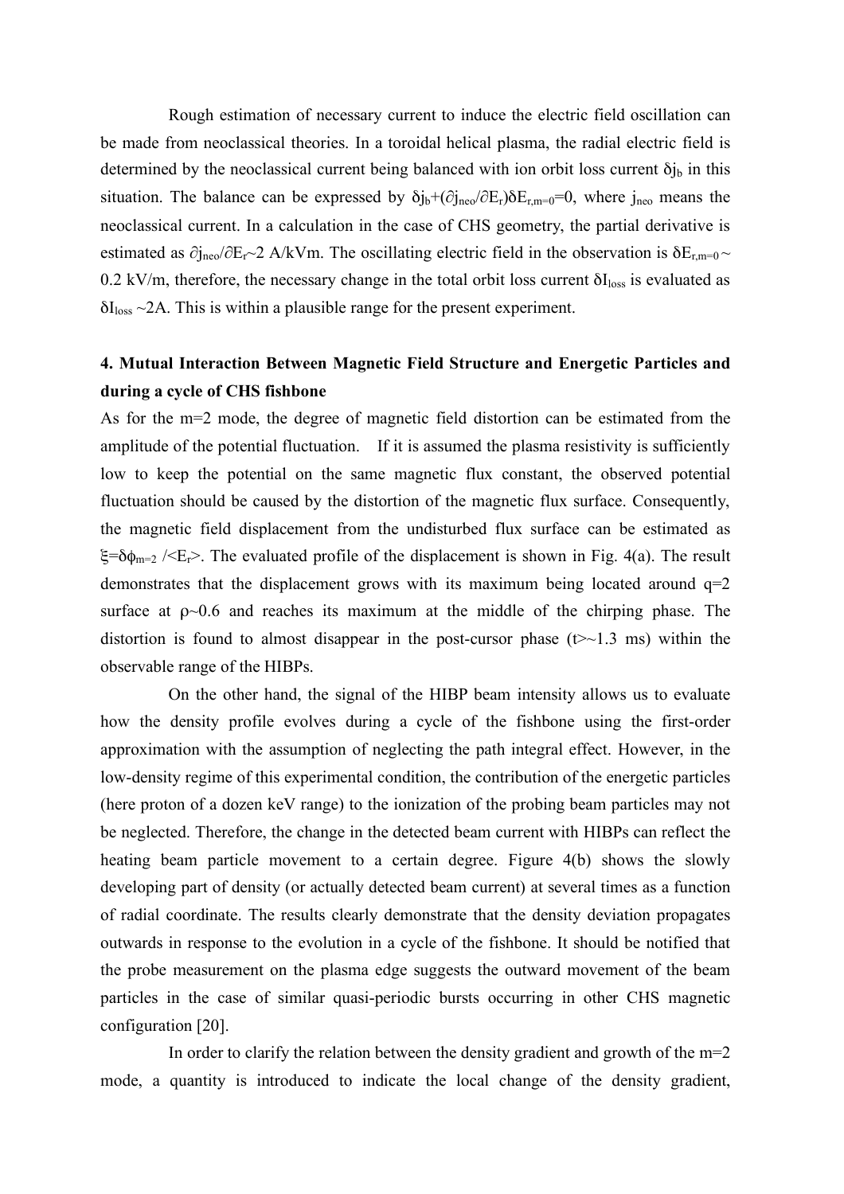Rough estimation of necessary current to induce the electric field oscillation can be made from neoclassical theories. In a toroidal helical plasma, the radial electric field is determined by the neoclassical current being balanced with ion orbit loss current $\delta j_b$ in this situation. The balance can be expressed by $\delta j_b+(\partial j_{neo}/\partial E_r)\delta E_{r,m=0}=0$, where $j_{neo}$ means the neoclassical current. In a calculation in the case of CHS geometry, the partial derivative is estimated as $\partial j_{neo}/\partial E_r \sim 2$ A/kVm. The oscillating electric field in the observation is $\delta E_{r,m=0} \sim 0.2$ kV/m, therefore, the necessary change in the total orbit loss current $\delta I_{loss}$ is evaluated as $\delta I_{loss} \sim 2$A. This is within a plausible range for the present experiment.

## 4. Mutual Interaction Between Magnetic Field Structure and Energetic Particles and during a cycle of CHS fishbone

As for the m=2 mode, the degree of magnetic field distortion can be estimated from the amplitude of the potential fluctuation. If it is assumed the plasma resistivity is sufficiently low to keep the potential on the same magnetic flux constant, the observed potential fluctuation should be caused by the distortion of the magnetic flux surface. Consequently, the magnetic field displacement from the undisturbed flux surface can be estimated as $\xi=\delta\phi_{m=2}/\langle E_r\rangle$. The evaluated profile of the displacement is shown in Fig. 4(a). The result demonstrates that the displacement grows with its maximum being located around q=2 surface at $\rho \sim 0.6$ and reaches its maximum at the middle of the chirping phase. The distortion is found to almost disappear in the post-cursor phase ($t > \sim 1.3$ ms) within the observable range of the HIBPs.

On the other hand, the signal of the HIBP beam intensity allows us to evaluate how the density profile evolves during a cycle of the fishbone using the first-order approximation with the assumption of neglecting the path integral effect. However, in the low-density regime of this experimental condition, the contribution of the energetic particles (here proton of a dozen keV range) to the ionization of the probing beam particles may not be neglected. Therefore, the change in the detected beam current with HIBPs can reflect the heating beam particle movement to a certain degree. Figure 4(b) shows the slowly developing part of density (or actually detected beam current) at several times as a function of radial coordinate. The results clearly demonstrate that the density deviation propagates outwards in response to the evolution in a cycle of the fishbone. It should be notified that the probe measurement on the plasma edge suggests the outward movement of the beam particles in the case of similar quasi-periodic bursts occurring in other CHS magnetic configuration [20].

In order to clarify the relation between the density gradient and growth of the m=2 mode, a quantity is introduced to indicate the local change of the density gradient,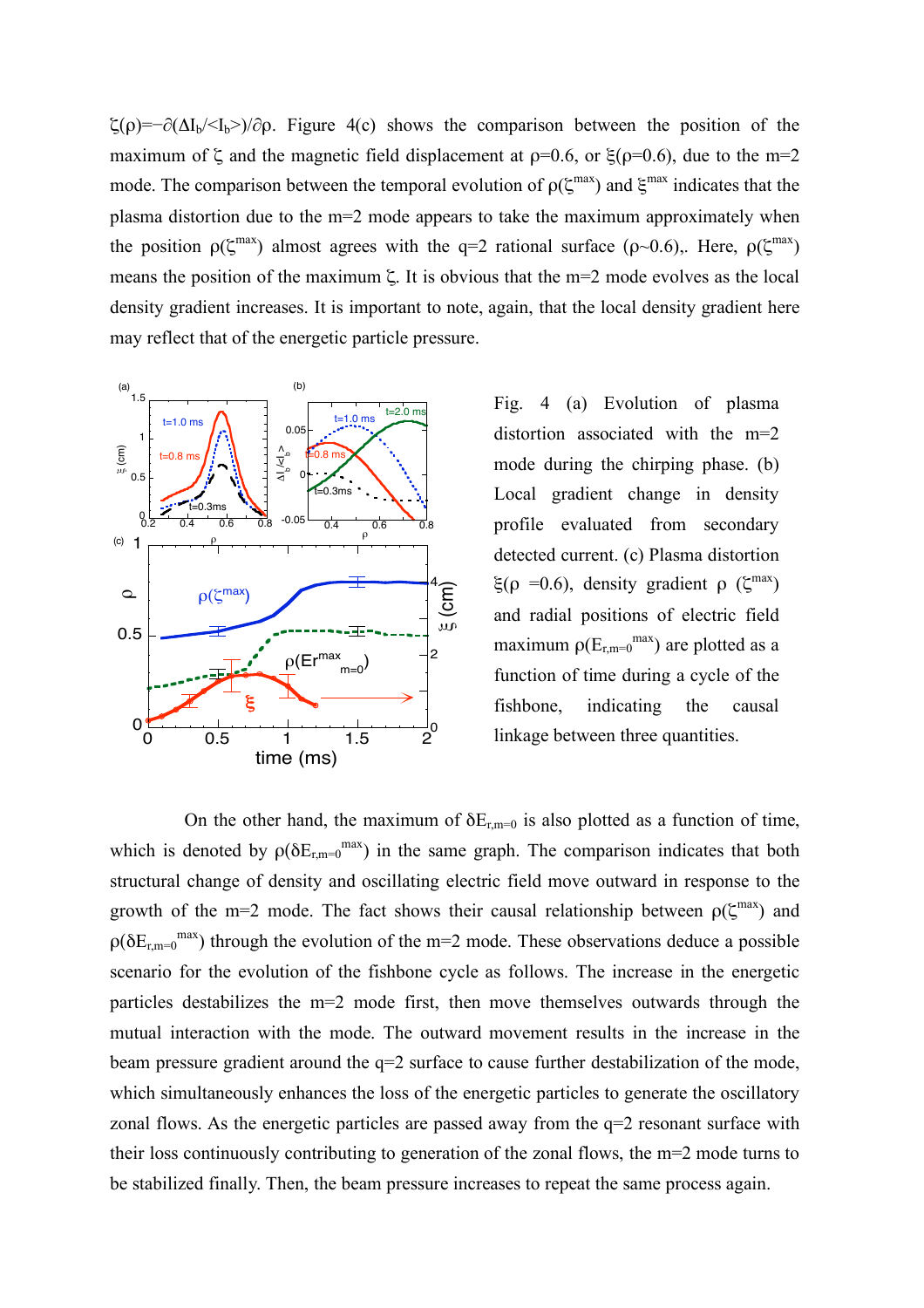$\zeta(\rho)=-\partial(\Delta I_b/\langle I_b\rangle)/\partial\rho$. Figure 4(c) shows the comparison between the position of the maximum of $\zeta$ and the magnetic field displacement at $\rho$=0.6, or $\xi(\rho=0.6)$, due to the m=2 mode. The comparison between the temporal evolution of $\rho(\zeta^{max})$ and $\xi^{max}$ indicates that the plasma distortion due to the m=2 mode appears to take the maximum approximately when the position $\rho(\zeta^{max})$ almost agrees with the q=2 rational surface ($\rho$~0.6),. Here, $\rho(\zeta^{max})$ means the position of the maximum $\zeta$. It is obvious that the m=2 mode evolves as the local density gradient increases. It is important to note, again, that the local density gradient here may reflect that of the energetic particle pressure.

Fig. 4 (a) Evolution of plasma distortion associated with the m=2 mode during the chirping phase. (b) Local gradient change in density profile evaluated from secondary detected current. (c) Plasma distortion $\xi(\rho$ =0.6), density gradient $\rho$ ($\zeta^{max}$) and radial positions of electric field maximum $\rho(E_{r,m=0}{}^{max})$ are plotted as a function of time during a cycle of the fishbone, indicating the causal linkage between three quantities.

On the other hand, the maximum of $\delta E_{r,m=0}$ is also plotted as a function of time, which is denoted by $\rho(\delta E_{r,m=0}{}^{max})$ in the same graph. The comparison indicates that both structural change of density and oscillating electric field move outward in response to the growth of the m=2 mode. The fact shows their causal relationship between $\rho(\zeta^{max})$ and $\rho(\delta E_{r,m=0}{}^{max})$ through the evolution of the m=2 mode. These observations deduce a possible scenario for the evolution of the fishbone cycle as follows. The increase in the energetic particles destabilizes the m=2 mode first, then move themselves outwards through the mutual interaction with the mode. The outward movement results in the increase in the beam pressure gradient around the q=2 surface to cause further destabilization of the mode, which simultaneously enhances the loss of the energetic particles to generate the oscillatory zonal flows. As the energetic particles are passed away from the q=2 resonant surface with their loss continuously contributing to generation of the zonal flows, the m=2 mode turns to be stabilized finally. Then, the beam pressure increases to repeat the same process again.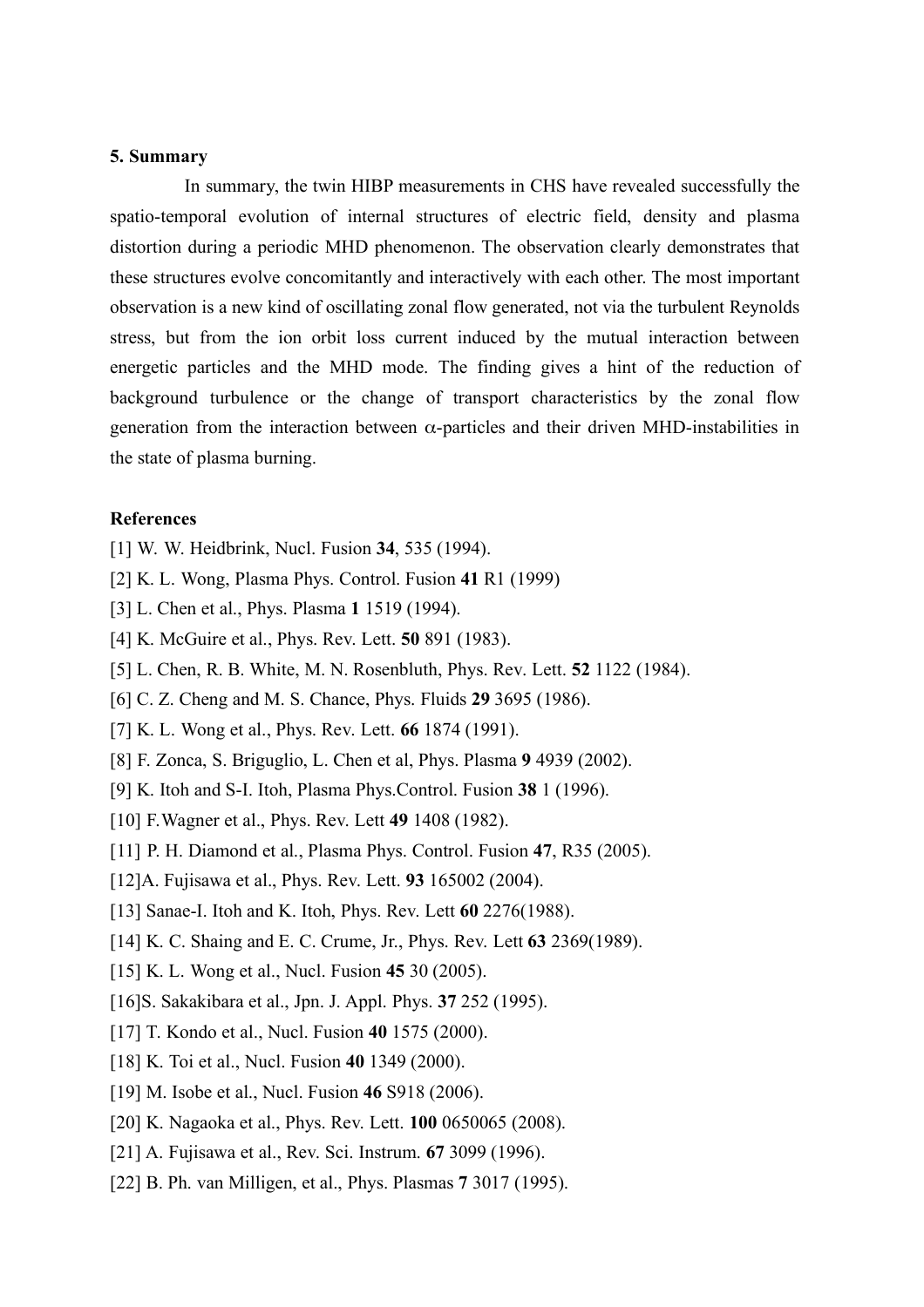## 5. Summary

In summary, the twin HIBP measurements in CHS have revealed successfully the spatio-temporal evolution of internal structures of electric field, density and plasma distortion during a periodic MHD phenomenon. The observation clearly demonstrates that these structures evolve concomitantly and interactively with each other. The most important observation is a new kind of oscillating zonal flow generated, not via the turbulent Reynolds stress, but from the ion orbit loss current induced by the mutual interaction between energetic particles and the MHD mode. The finding gives a hint of the reduction of background turbulence or the change of transport characteristics by the zonal flow generation from the interaction between $\alpha$-particles and their driven MHD-instabilities in the state of plasma burning.

## References

[1] W. W. Heidbrink, Nucl. Fusion **34**, 535 (1994).

[2] K. L. Wong, Plasma Phys. Control. Fusion **41** R1 (1999)

[3] L. Chen et al., Phys. Plasma **1** 1519 (1994).

[4] K. McGuire et al., Phys. Rev. Lett. **50** 891 (1983).

[5] L. Chen, R. B. White, M. N. Rosenbluth, Phys. Rev. Lett. **52** 1122 (1984).

[6] C. Z. Cheng and M. S. Chance, Phys. Fluids **29** 3695 (1986).

[7] K. L. Wong et al., Phys. Rev. Lett. **66** 1874 (1991).

[8] F. Zonca, S. Briguglio, L. Chen et al, Phys. Plasma **9** 4939 (2002).

[9] K. Itoh and S-I. Itoh, Plasma Phys.Control. Fusion **38** 1 (1996).

[10] F.Wagner et al., Phys. Rev. Lett **49** 1408 (1982).

[11] P. H. Diamond et al., Plasma Phys. Control. Fusion **47**, R35 (2005).

[12]A. Fujisawa et al., Phys. Rev. Lett. **93** 165002 (2004).

[13] Sanae-I. Itoh and K. Itoh, Phys. Rev. Lett **60** 2276(1988).

[14] K. C. Shaing and E. C. Crume, Jr., Phys. Rev. Lett **63** 2369(1989).

[15] K. L. Wong et al., Nucl. Fusion **45** 30 (2005).

[16]S. Sakakibara et al., Jpn. J. Appl. Phys. **37** 252 (1995).

[17] T. Kondo et al., Nucl. Fusion **40** 1575 (2000).

[18] K. Toi et al., Nucl. Fusion **40** 1349 (2000).

[19] M. Isobe et al., Nucl. Fusion **46** S918 (2006).

[20] K. Nagaoka et al., Phys. Rev. Lett. **100** 0650065 (2008).

[21] A. Fujisawa et al., Rev. Sci. Instrum. **67** 3099 (1996).

[22] B. Ph. van Milligen, et al., Phys. Plasmas **7** 3017 (1995).